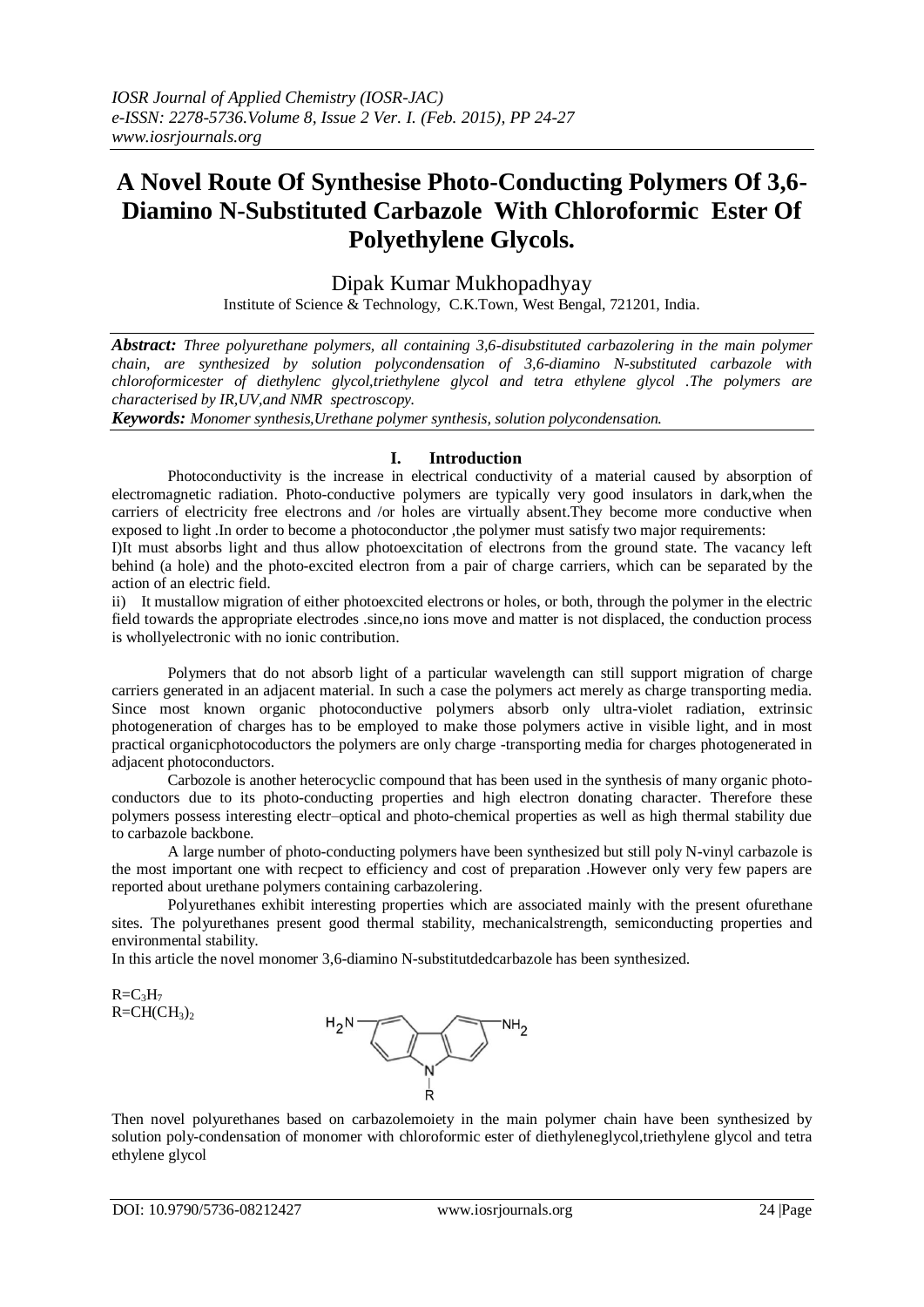# A Novel Route Of Synthesise Photo-Conducting Polymers Of 3,6-Diamino N-Substituted Carbazole With Chloroformic Ester Of Polyethylene Glycols.

Dipak Kumar Mukhopadhyay

Institute of Science & Technology, C.K.Town, West Bengal, 721201, India.

***Abstract:*** *Three polyurethane polymers, all containing 3,6-disubstituted carbazolering in the main polymer chain, are synthesized by solution polycondensation of 3,6-diamino N-substituted carbazole with chloroformicester of diethylenc glycol,triethylene glycol and tetra ethylene glycol .The polymers are characterised by IR,UV,and NMR spectroscopy.*

***Keywords:*** *Monomer synthesis,Urethane polymer synthesis, solution polycondensation.*

## I. Introduction

Photoconductivity is the increase in electrical conductivity of a material caused by absorption of electromagnetic radiation. Photo-conductive polymers are typically very good insulators in dark,when the carriers of electricity free electrons and /or holes are virtually absent.They become more conductive when exposed to light .In order to become a photoconductor ,the polymer must satisfy two major requirements:

I)It must absorbs light and thus allow photoexcitation of electrons from the ground state. The vacancy left behind (a hole) and the photo-excited electron from a pair of charge carriers, which can be separated by the action of an electric field.

ii) It mustallow migration of either photoexcited electrons or holes, or both, through the polymer in the electric field towards the appropriate electrodes .since,no ions move and matter is not displaced, the conduction process is whollyelectronic with no ionic contribution.

Polymers that do not absorb light of a particular wavelength can still support migration of charge carriers generated in an adjacent material. In such a case the polymers act merely as charge transporting media. Since most known organic photoconductive polymers absorb only ultra-violet radiation, extrinsic photogeneration of charges has to be employed to make those polymers active in visible light, and in most practical organicphotocoductors the polymers are only charge -transporting media for charges photogenerated in adjacent photoconductors.

Carbozole is another heterocyclic compound that has been used in the synthesis of many organic photo-conductors due to its photo-conducting properties and high electron donating character. Therefore these polymers possess interesting electr–optical and photo-chemical properties as well as high thermal stability due to carbazole backbone.

A large number of photo-conducting polymers have been synthesized but still poly N-vinyl carbazole is the most important one with recpect to efficiency and cost of preparation .However only very few papers are reported about urethane polymers containing carbazolering.

Polyurethanes exhibit interesting properties which are associated mainly with the present ofurethane sites. The polyurethanes present good thermal stability, mechanicalstrength, semiconducting properties and environmental stability.

In this article the novel monomer 3,6-diamino N-substitutdedcarbazole has been synthesized.

$R=C_3H_7$
$R=CH(CH_3)_2$

$H_2N$ — [carbazole] — $NH_2$, N–R

Then novel polyurethanes based on carbazolemoiety in the main polymer chain have been synthesized by solution poly-condensation of monomer with chloroformic ester of diethyleneglycol,triethylene glycol and tetra ethylene glycol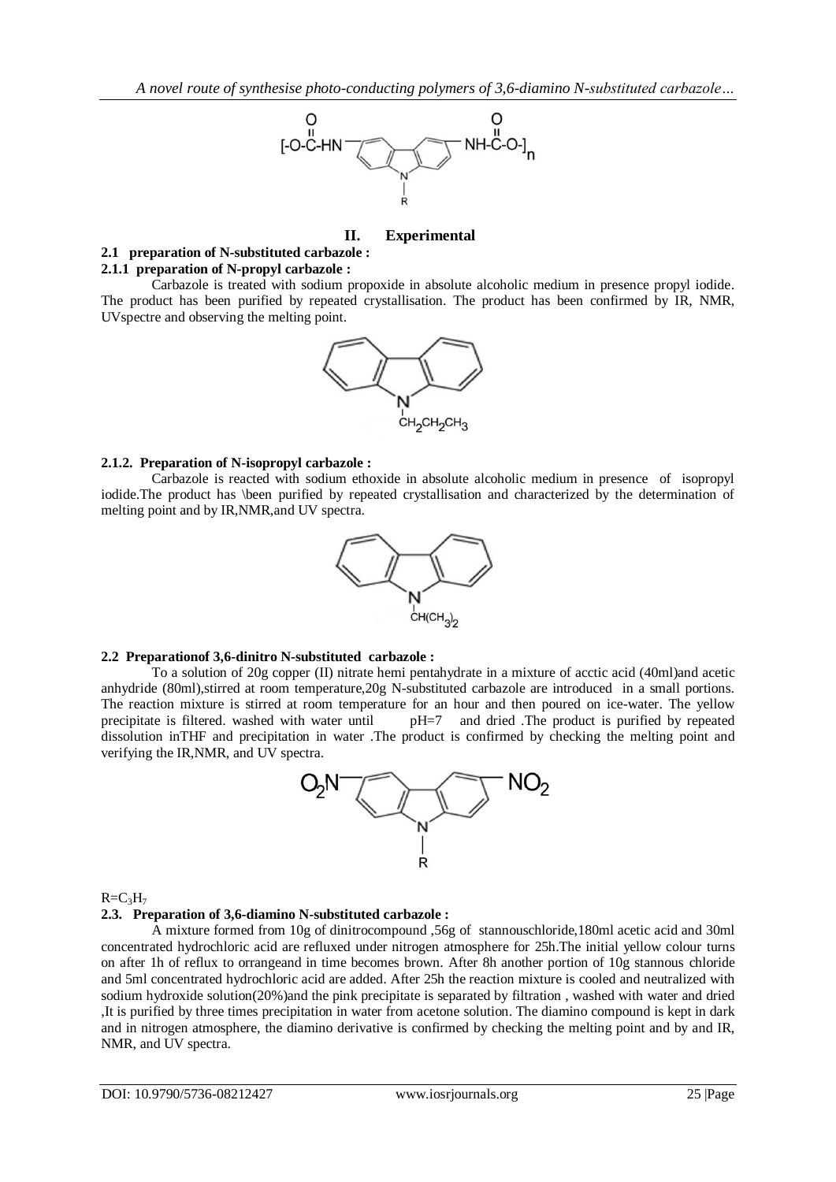## II. Experimental

### 2.1 preparation of N-substituted carbazole :

#### 2.1.1 preparation of N-propyl carbazole :

Carbazole is treated with sodium propoxide in absolute alcoholic medium in presence propyl iodide. The product has been purified by repeated crystallisation. The product has been confirmed by IR, NMR, UVspectre and observing the melting point.

#### 2.1.2. Preparation of N-isopropyl carbazole :

Carbazole is reacted with sodium ethoxide in absolute alcoholic medium in presence of isopropyl iodide.The product has \been purified by repeated crystallisation and characterized by the determination of melting point and by IR,NMR,and UV spectra.

### 2.2 Preparationof 3,6-dinitro N-substituted carbazole :

To a solution of 20g copper (II) nitrate hemi pentahydrate in a mixture of acctic acid (40ml)and acetic anhydride (80ml),stirred at room temperature,20g N-substituted carbazole are introduced in a small portions. The reaction mixture is stirred at room temperature for an hour and then poured on ice-water. The yellow precipitate is filtered. washed with water until pH=7 and dried .The product is purified by repeated dissolution inTHF and precipitation in water .The product is confirmed by checking the melting point and verifying the IR,NMR, and UV spectra.

$R=C_3H_7$

### 2.3. Preparation of 3,6-diamino N-substituted carbazole :

A mixture formed from 10g of dinitrocompound ,56g of stannouschloride,180ml acetic acid and 30ml concentrated hydrochloric acid are refluxed under nitrogen atmosphere for 25h.The initial yellow colour turns on after 1h of reflux to orrangeand in time becomes brown. After 8h another portion of 10g stannous chloride and 5ml concentrated hydrochloric acid are added. After 25h the reaction mixture is cooled and neutralized with sodium hydroxide solution(20%)and the pink precipitate is separated by filtration , washed with water and dried ,It is purified by three times precipitation in water from acetone solution. The diamino compound is kept in dark and in nitrogen atmosphere, the diamino derivative is confirmed by checking the melting point and by and IR, NMR, and UV spectra.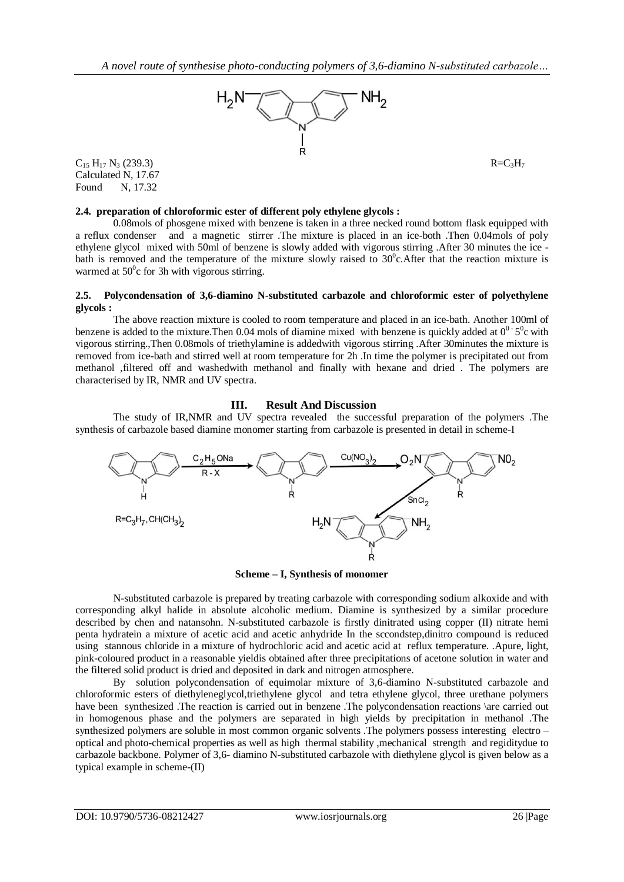$C_{15}H_{17}N_3$ (239.3) $R=C_3H_7$

Calculated N, 17.67

Found N, 17.32

**2.4. preparation of chloroformic ester of different poly ethylene glycols :**

0.08mols of phosgene mixed with benzene is taken in a three necked round bottom flask equipped with a reflux condenser and a magnetic stirrer .The mixture is placed in an ice-both .Then 0.04mols of poly ethylene glycol mixed with 50ml of benzene is slowly added with vigorous stirring .After 30 minutes the ice - bath is removed and the temperature of the mixture slowly raised to $30^0$c.After that the reaction mixture is warmed at $50^0$c for 3h with vigorous stirring.

**2.5. Polycondensation of 3,6-diamino N-substituted carbazole and chloroformic ester of polyethylene glycols :**

The above reaction mixture is cooled to room temperature and placed in an ice-bath. Another 100ml of benzene is added to the mixture.Then 0.04 mols of diamine mixed with benzene is quickly added at $0^0$ - $5^0$c with vigorous stirring.,Then 0.08mols of triethylamine is addedwith vigorous stirring .After 30minutes the mixture is removed from ice-bath and stirred well at room temperature for 2h .In time the polymer is precipitated out from methanol ,filtered off and washedwith methanol and finally with hexane and dried . The polymers are characterised by IR, NMR and UV spectra.

## III. Result And Discussion

The study of IR,NMR and UV spectra revealed the successful preparation of the polymers .The synthesis of carbazole based diamine monomer starting from carbazole is presented in detail in scheme-I

$R=C_3H_7, CH(CH_3)_2$

**Scheme – I, Synthesis of monomer**

N-substituted carbazole is prepared by treating carbazole with corresponding sodium alkoxide and with corresponding alkyl halide in absolute alcoholic medium. Diamine is synthesized by a similar procedure described by chen and natansohn. N-substituted carbazole is firstly dinitrated using copper (II) nitrate hemi penta hydratein a mixture of acetic acid and acetic anhydride In the sccondstep,dinitro compound is reduced using stannous chloride in a mixture of hydrochloric acid and acetic acid at reflux temperature. .Apure, light, pink-coloured product in a reasonable yieldis obtained after three precipitations of acetone solution in water and the filtered solid product is dried and deposited in dark and nitrogen atmosphere.

By solution polycondensation of equimolar mixture of 3,6-diamino N-substituted carbazole and chloroformic esters of diethyleneglycol,triethylene glycol and tetra ethylene glycol, three urethane polymers have been synthesized .The reaction is carried out in benzene .The polycondensation reactions \are carried out in homogenous phase and the polymers are separated in high yields by precipitation in methanol .The synthesized polymers are soluble in most common organic solvents .The polymers possess interesting electro – optical and photo-chemical properties as well as high thermal stability ,mechanical strength and regiditydue to carbazole backbone. Polymer of 3,6- diamino N-substituted carbazole with diethylene glycol is given below as a typical example in scheme-(II)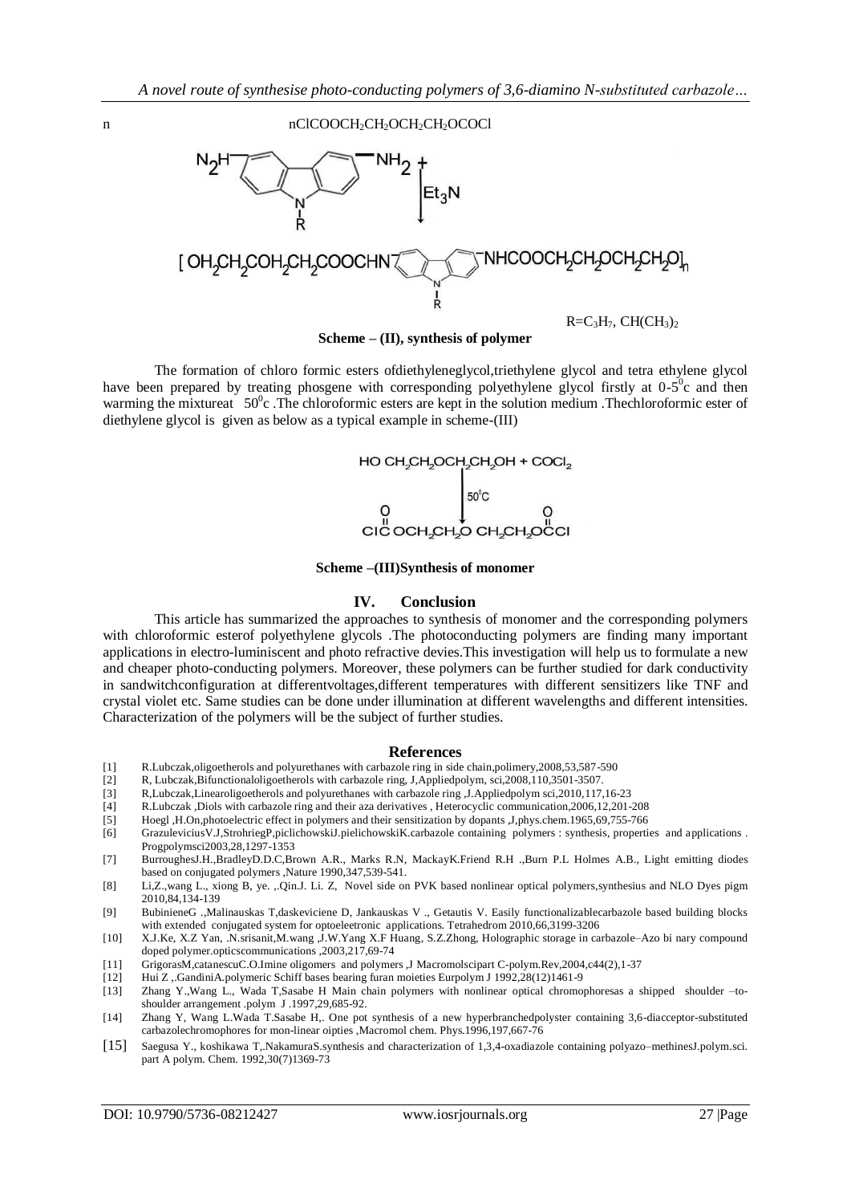n nClCOOCH$_2$CH$_2$OCH$_2$CH$_2$OCOCl

$N_2H$ — [carbazole] — $NH_2$ + ; $Et_3N$

[ OH$_2$CH$_2$COH$_2$CH$_2$COOCHN — [carbazole] — NHCOOCH$_2$CH$_2$OCH$_2$CH$_2$O]$_n$

R=C$_3$H$_7$, CH(CH$_3$)$_2$

**Scheme – (II), synthesis of polymer**

The formation of chloro formic esters ofdiethyleneglycol,triethylene glycol and tetra ethylene glycol have been prepared by treating phosgene with corresponding polyethylene glycol firstly at 0-5$^0$c and then warming the mixtureat 50$^0$c .The chloroformic esters are kept in the solution medium .Thechloroformic ester of diethylene glycol is given as below as a typical example in scheme-(III)

HO CH$_2$CH$_2$OCH$_2$CH$_2$OH + COCl$_2$

50$^0$C

ClC(=O) OCH$_2$CH$_2$O CH$_2$CH$_2$OC(=O)Cl

**Scheme –(III)Synthesis of monomer**

## IV. Conclusion

This article has summarized the approaches to synthesis of monomer and the corresponding polymers with chloroformic esterof polyethylene glycols .The photoconducting polymers are finding many important applications in electro-luminiscent and photo refractive devies.This investigation will help us to formulate a new and cheaper photo-conducting polymers. Moreover, these polymers can be further studied for dark conductivity in sandwitchconfiguration at differentvoltages,different temperatures with different sensitizers like TNF and crystal violet etc. Same studies can be done under illumination at different wavelengths and different intensities. Characterization of the polymers will be the subject of further studies.

## References

[1] R.Lubczak,oligoetherols and polyurethanes with carbazole ring in side chain,polimery,2008,53,587-590

[2] R, Lubczak,Bifunctionaloligoetherols with carbazole ring, J,Appliedpolym, sci,2008,110,3501-3507.

[3] R,Lubczak,Linearoligoetherols and polyurethanes with carbazole ring ,J.Appliedpolym sci,2010,117,16-23

[4] R.Lubczak ,Diols with carbazole ring and their aza derivatives , Heterocyclic communication,2006,12,201-208

[5] Hoegl ,H.On,photoelectric effect in polymers and their sensitization by dopants ,J,phys.chem.1965,69,755-766

[6] GrazuleviciusV.J,StrohriegP,piclichowskiJ.pielichowskiK.carbazole containing polymers : synthesis, properties and applications . Progpolymsci2003,28,1297-1353

[7] BurroughesJ.H.,BradleyD.D.C,Brown A.R., Marks R.N, MackayK.Friend R.H .,Burn P.L Holmes A.B., Light emitting diodes based on conjugated polymers ,Nature 1990,347,539-541.

[8] Li,Z.,wang L., xiong B, ye. ,.Qin.J. Li. Z, Novel side on PVK based nonlinear optical polymers,synthesius and NLO Dyes pigm 2010,84,134-139

[9] BubinieneG .,Malinauskas T,daskeviciene D, Jankauskas V ., Getautis V. Easily functionalizablecarbazole based building blocks with extended conjugated system for optoeleetronic applications. Tetrahedrom 2010,66,3199-3206

[10] X.J.Ke, X.Z Yan, .N.srisanit,M.wang ,J.W.Yang X.F Huang, S.Z.Zhong, Holographic storage in carbazole–Azo bi nary compound doped polymer.opticscommunications ,2003,217,69-74

[11] GrigorasM,catanescuC.O.Imine oligomers and polymers ,J Macromolscipart C-polym.Rev,2004,c44(2),1-37

[12] Hui Z ,.GandiniA.polymeric Schiff bases bearing furan moieties Eurpolym J 1992,28(12)1461-9

[13] Zhang Y.,Wang L., Wada T,Sasabe H Main chain polymers with nonlinear optical chromophoresas a shipped shoulder –to-shoulder arrangement .polym J .1997,29,685-92.

[14] Zhang Y, Wang L.Wada T.Sasabe H,. One pot synthesis of a new hyperbranchedpolyster containing 3,6-diacceptor-substituted carbazolechromophores for mon-linear oipties ,Macromol chem. Phys.1996,197,667-76

[15] Saegusa Y., koshikawa T,.NakamuraS.synthesis and characterization of 1,3,4-oxadiazole containing polyazo–methinesJ.polym.sci. part A polym. Chem. 1992,30(7)1369-73